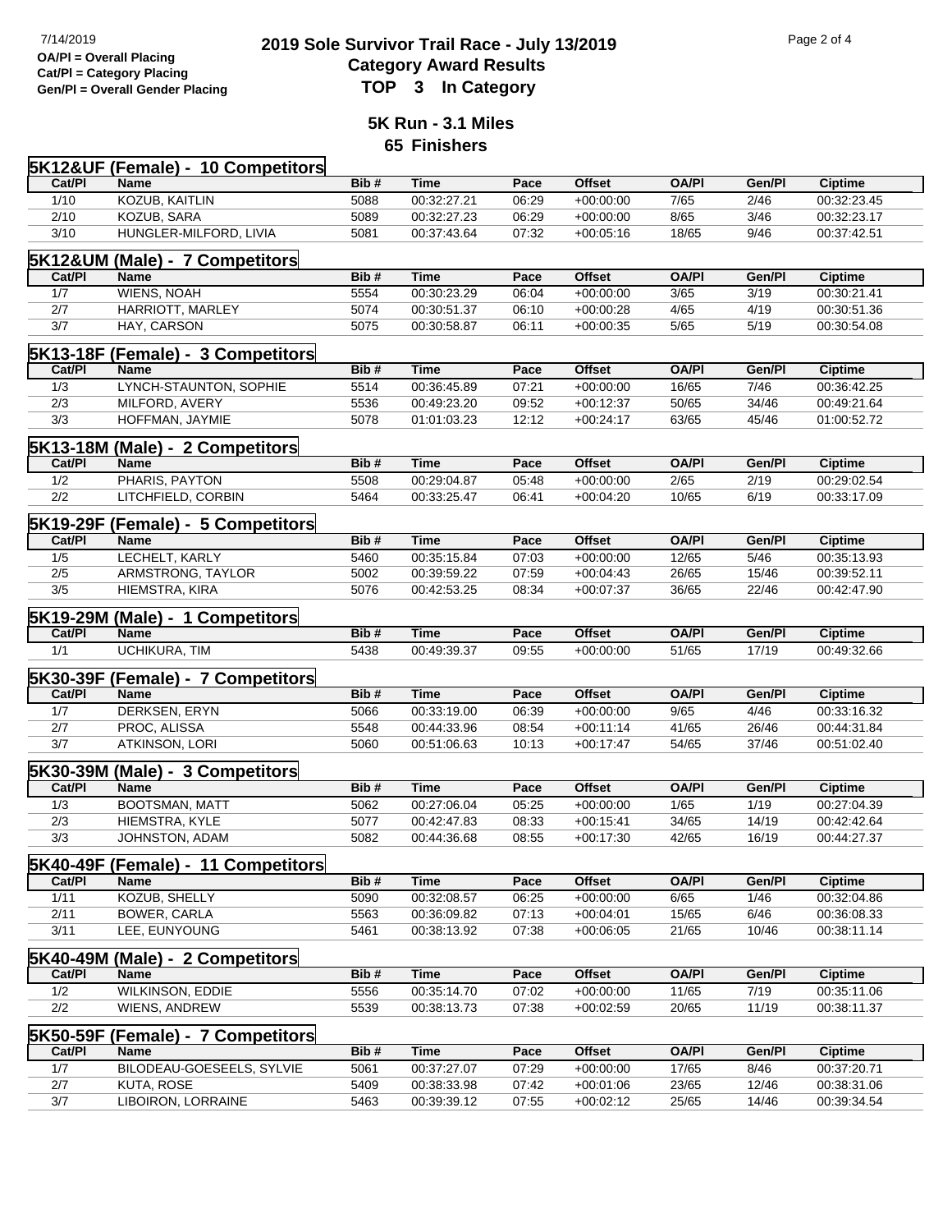OA/Pl = Overall Placing
Cat/Pl = Category Placing
Gen/Pl = Overall Gender Placing

# 2019 Sole Survivor Trail Race - July 13/2019

## Category Award Results

## TOP 3 In Category

### 5K Run - 3.1 Miles

### 65 Finishers

**5K12&UF (Female) - 10 Competitors**

| Cat/Pl | Name | Bib # | Time | Pace | Offset | OA/Pl | Gen/Pl | Ciptime |
|---|---|---|---|---|---|---|---|---|
| 1/10 | KOZUB, KAITLIN | 5088 | 00:32:27.21 | 06:29 | +00:00:00 | 7/65 | 2/46 | 00:32:23.45 |
| 2/10 | KOZUB, SARA | 5089 | 00:32:27.23 | 06:29 | +00:00:00 | 8/65 | 3/46 | 00:32:23.17 |
| 3/10 | HUNGLER-MILFORD, LIVIA | 5081 | 00:37:43.64 | 07:32 | +00:05:16 | 18/65 | 9/46 | 00:37:42.51 |

**5K12&UM (Male) - 7 Competitors**

| Cat/Pl | Name | Bib # | Time | Pace | Offset | OA/Pl | Gen/Pl | Ciptime |
|---|---|---|---|---|---|---|---|---|
| 1/7 | WIENS, NOAH | 5554 | 00:30:23.29 | 06:04 | +00:00:00 | 3/65 | 3/19 | 00:30:21.41 |
| 2/7 | HARRIOTT, MARLEY | 5074 | 00:30:51.37 | 06:10 | +00:00:28 | 4/65 | 4/19 | 00:30:51.36 |
| 3/7 | HAY, CARSON | 5075 | 00:30:58.87 | 06:11 | +00:00:35 | 5/65 | 5/19 | 00:30:54.08 |

**5K13-18F (Female) - 3 Competitors**

| Cat/Pl | Name | Bib # | Time | Pace | Offset | OA/Pl | Gen/Pl | Ciptime |
|---|---|---|---|---|---|---|---|---|
| 1/3 | LYNCH-STAUNTON, SOPHIE | 5514 | 00:36:45.89 | 07:21 | +00:00:00 | 16/65 | 7/46 | 00:36:42.25 |
| 2/3 | MILFORD, AVERY | 5536 | 00:49:23.20 | 09:52 | +00:12:37 | 50/65 | 34/46 | 00:49:21.64 |
| 3/3 | HOFFMAN, JAYMIE | 5078 | 01:01:03.23 | 12:12 | +00:24:17 | 63/65 | 45/46 | 01:00:52.72 |

**5K13-18M (Male) - 2 Competitors**

| Cat/Pl | Name | Bib # | Time | Pace | Offset | OA/Pl | Gen/Pl | Ciptime |
|---|---|---|---|---|---|---|---|---|
| 1/2 | PHARIS, PAYTON | 5508 | 00:29:04.87 | 05:48 | +00:00:00 | 2/65 | 2/19 | 00:29:02.54 |
| 2/2 | LITCHFIELD, CORBIN | 5464 | 00:33:25.47 | 06:41 | +00:04:20 | 10/65 | 6/19 | 00:33:17.09 |

**5K19-29F (Female) - 5 Competitors**

| Cat/Pl | Name | Bib # | Time | Pace | Offset | OA/Pl | Gen/Pl | Ciptime |
|---|---|---|---|---|---|---|---|---|
| 1/5 | LECHELT, KARLY | 5460 | 00:35:15.84 | 07:03 | +00:00:00 | 12/65 | 5/46 | 00:35:13.93 |
| 2/5 | ARMSTRONG, TAYLOR | 5002 | 00:39:59.22 | 07:59 | +00:04:43 | 26/65 | 15/46 | 00:39:52.11 |
| 3/5 | HIEMSTRA, KIRA | 5076 | 00:42:53.25 | 08:34 | +00:07:37 | 36/65 | 22/46 | 00:42:47.90 |

**5K19-29M (Male) - 1 Competitors**

| Cat/Pl | Name | Bib # | Time | Pace | Offset | OA/Pl | Gen/Pl | Ciptime |
|---|---|---|---|---|---|---|---|---|
| 1/1 | UCHIKURA, TIM | 5438 | 00:49:39.37 | 09:55 | +00:00:00 | 51/65 | 17/19 | 00:49:32.66 |

**5K30-39F (Female) - 7 Competitors**

| Cat/Pl | Name | Bib # | Time | Pace | Offset | OA/Pl | Gen/Pl | Ciptime |
|---|---|---|---|---|---|---|---|---|
| 1/7 | DERKSEN, ERYN | 5066 | 00:33:19.00 | 06:39 | +00:00:00 | 9/65 | 4/46 | 00:33:16.32 |
| 2/7 | PROC, ALISSA | 5548 | 00:44:33.96 | 08:54 | +00:11:14 | 41/65 | 26/46 | 00:44:31.84 |
| 3/7 | ATKINSON, LORI | 5060 | 00:51:06.63 | 10:13 | +00:17:47 | 54/65 | 37/46 | 00:51:02.40 |

**5K30-39M (Male) - 3 Competitors**

| Cat/Pl | Name | Bib # | Time | Pace | Offset | OA/Pl | Gen/Pl | Ciptime |
|---|---|---|---|---|---|---|---|---|
| 1/3 | BOOTSMAN, MATT | 5062 | 00:27:06.04 | 05:25 | +00:00:00 | 1/65 | 1/19 | 00:27:04.39 |
| 2/3 | HIEMSTRA, KYLE | 5077 | 00:42:47.83 | 08:33 | +00:15:41 | 34/65 | 14/19 | 00:42:42.64 |
| 3/3 | JOHNSTON, ADAM | 5082 | 00:44:36.68 | 08:55 | +00:17:30 | 42/65 | 16/19 | 00:44:27.37 |

**5K40-49F (Female) - 11 Competitors**

| Cat/Pl | Name | Bib # | Time | Pace | Offset | OA/Pl | Gen/Pl | Ciptime |
|---|---|---|---|---|---|---|---|---|
| 1/11 | KOZUB, SHELLY | 5090 | 00:32:08.57 | 06:25 | +00:00:00 | 6/65 | 1/46 | 00:32:04.86 |
| 2/11 | BOWER, CARLA | 5563 | 00:36:09.82 | 07:13 | +00:04:01 | 15/65 | 6/46 | 00:36:08.33 |
| 3/11 | LEE, EUNYOUNG | 5461 | 00:38:13.92 | 07:38 | +00:06:05 | 21/65 | 10/46 | 00:38:11.14 |

**5K40-49M (Male) - 2 Competitors**

| Cat/Pl | Name | Bib # | Time | Pace | Offset | OA/Pl | Gen/Pl | Ciptime |
|---|---|---|---|---|---|---|---|---|
| 1/2 | WILKINSON, EDDIE | 5556 | 00:35:14.70 | 07:02 | +00:00:00 | 11/65 | 7/19 | 00:35:11.06 |
| 2/2 | WIENS, ANDREW | 5539 | 00:38:13.73 | 07:38 | +00:02:59 | 20/65 | 11/19 | 00:38:11.37 |

**5K50-59F (Female) - 7 Competitors**

| Cat/Pl | Name | Bib # | Time | Pace | Offset | OA/Pl | Gen/Pl | Ciptime |
|---|---|---|---|---|---|---|---|---|
| 1/7 | BILODEAU-GOESEELS, SYLVIE | 5061 | 00:37:27.07 | 07:29 | +00:00:00 | 17/65 | 8/46 | 00:37:20.71 |
| 2/7 | KUTA, ROSE | 5409 | 00:38:33.98 | 07:42 | +00:01:06 | 23/65 | 12/46 | 00:38:31.06 |
| 3/7 | LIBOIRON, LORRAINE | 5463 | 00:39:39.12 | 07:55 | +00:02:12 | 25/65 | 14/46 | 00:39:34.54 |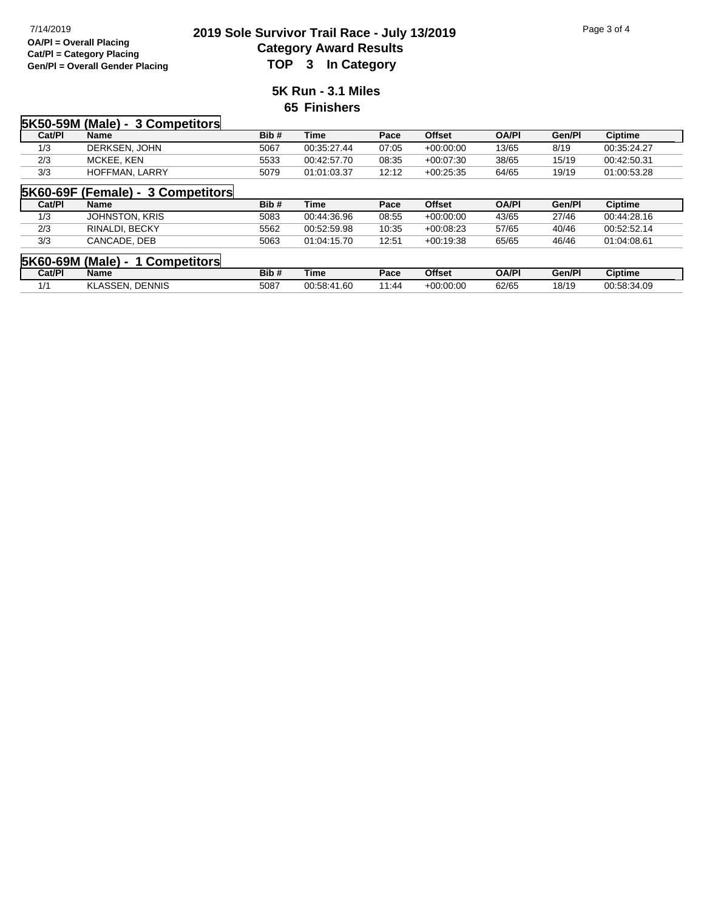7/14/2019

**OA/Pl = Overall Placing**
**Cat/Pl = Category Placing**
**Gen/Pl = Overall Gender Placing**

# 2019 Sole Survivor Trail Race - July 13/2019

## Category Award Results

## TOP 3 In Category

### 5K Run - 3.1 Miles

### 65 Finishers

**5K50-59M (Male) - 3 Competitors**

| Cat/Pl | Name | Bib # | Time | Pace | Offset | OA/Pl | Gen/Pl | Ciptime |
|---|---|---|---|---|---|---|---|---|
| 1/3 | DERKSEN, JOHN | 5067 | 00:35:27.44 | 07:05 | +00:00:00 | 13/65 | 8/19 | 00:35:24.27 |
| 2/3 | MCKEE, KEN | 5533 | 00:42:57.70 | 08:35 | +00:07:30 | 38/65 | 15/19 | 00:42:50.31 |
| 3/3 | HOFFMAN, LARRY | 5079 | 01:01:03.37 | 12:12 | +00:25:35 | 64/65 | 19/19 | 01:00:53.28 |

**5K60-69F (Female) - 3 Competitors**

| Cat/Pl | Name | Bib # | Time | Pace | Offset | OA/Pl | Gen/Pl | Ciptime |
|---|---|---|---|---|---|---|---|---|
| 1/3 | JOHNSTON, KRIS | 5083 | 00:44:36.96 | 08:55 | +00:00:00 | 43/65 | 27/46 | 00:44:28.16 |
| 2/3 | RINALDI, BECKY | 5562 | 00:52:59.98 | 10:35 | +00:08:23 | 57/65 | 40/46 | 00:52:52.14 |
| 3/3 | CANCADE, DEB | 5063 | 01:04:15.70 | 12:51 | +00:19:38 | 65/65 | 46/46 | 01:04:08.61 |

**5K60-69M (Male) - 1 Competitors**

| Cat/Pl | Name | Bib # | Time | Pace | Offset | OA/Pl | Gen/Pl | Ciptime |
|---|---|---|---|---|---|---|---|---|
| 1/1 | KLASSEN, DENNIS | 5087 | 00:58:41.60 | 11:44 | +00:00:00 | 62/65 | 18/19 | 00:58:34.09 |